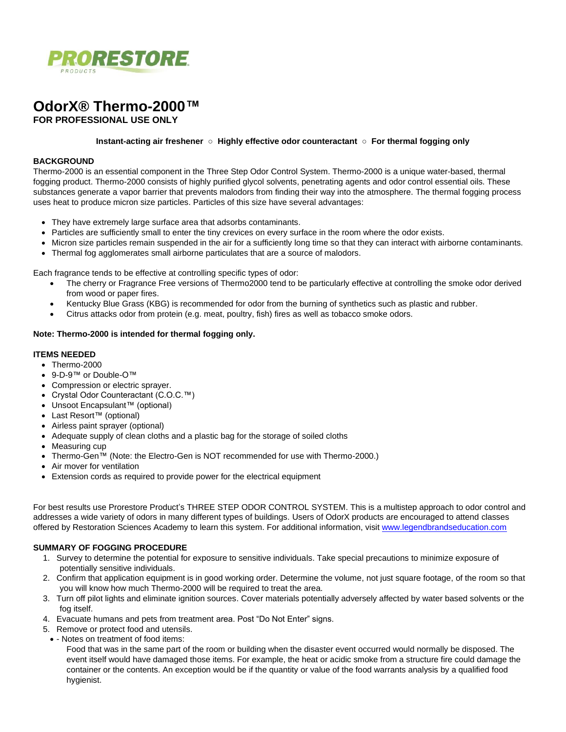PRORESTORE PRODUCTS

# OdorX® Thermo-2000™

**FOR PROFESSIONAL USE ONLY**

**Instant-acting air freshener ○ Highly effective odor counteractant ○ For thermal fogging only**

## BACKGROUND

Thermo-2000 is an essential component in the Three Step Odor Control System. Thermo-2000 is a unique water-based, thermal fogging product. Thermo-2000 consists of highly purified glycol solvents, penetrating agents and odor control essential oils. These substances generate a vapor barrier that prevents malodors from finding their way into the atmosphere. The thermal fogging process uses heat to produce micron size particles. Particles of this size have several advantages:

- They have extremely large surface area that adsorbs contaminants.
- Particles are sufficiently small to enter the tiny crevices on every surface in the room where the odor exists.
- Micron size particles remain suspended in the air for a sufficiently long time so that they can interact with airborne contaminants.
- Thermal fog agglomerates small airborne particulates that are a source of malodors.

Each fragrance tends to be effective at controlling specific types of odor:

- The cherry or Fragrance Free versions of Thermo2000 tend to be particularly effective at controlling the smoke odor derived from wood or paper fires.
- Kentucky Blue Grass (KBG) is recommended for odor from the burning of synthetics such as plastic and rubber.
- Citrus attacks odor from protein (e.g. meat, poultry, fish) fires as well as tobacco smoke odors.

**Note: Thermo-2000 is intended for thermal fogging only.**

## ITEMS NEEDED

- Thermo-2000
- 9-D-9™ or Double-O™
- Compression or electric sprayer.
- Crystal Odor Counteractant (C.O.C.™)
- Unsoot Encapsulant™ (optional)
- Last Resort™ (optional)
- Airless paint sprayer (optional)
- Adequate supply of clean cloths and a plastic bag for the storage of soiled cloths
- Measuring cup
- Thermo-Gen™ (Note: the Electro-Gen is NOT recommended for use with Thermo-2000.)
- Air mover for ventilation
- Extension cords as required to provide power for the electrical equipment

For best results use Prorestore Product's THREE STEP ODOR CONTROL SYSTEM. This is a multistep approach to odor control and addresses a wide variety of odors in many different types of buildings. Users of OdorX products are encouraged to attend classes offered by Restoration Sciences Academy to learn this system. For additional information, visit www.legendbrandseducation.com

## SUMMARY OF FOGGING PROCEDURE

1. Survey to determine the potential for exposure to sensitive individuals. Take special precautions to minimize exposure of potentially sensitive individuals.
2. Confirm that application equipment is in good working order. Determine the volume, not just square footage, of the room so that you will know how much Thermo-2000 will be required to treat the area.
3. Turn off pilot lights and eliminate ignition sources. Cover materials potentially adversely affected by water based solvents or the fog itself.
4. Evacuate humans and pets from treatment area. Post "Do Not Enter" signs.
5. Remove or protect food and utensils.
   - \- Notes on treatment of food items:

     Food that was in the same part of the room or building when the disaster event occurred would normally be disposed. The event itself would have damaged those items. For example, the heat or acidic smoke from a structure fire could damage the container or the contents. An exception would be if the quantity or value of the food warrants analysis by a qualified food hygienist.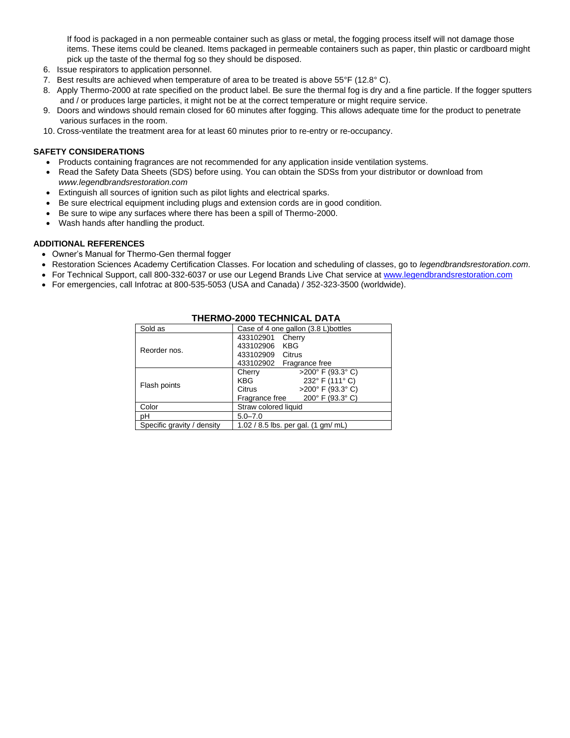If food is packaged in a non permeable container such as glass or metal, the fogging process itself will not damage those items. These items could be cleaned. Items packaged in permeable containers such as paper, thin plastic or cardboard might pick up the taste of the thermal fog so they should be disposed.

6. Issue respirators to application personnel.
7. Best results are achieved when temperature of area to be treated is above 55°F (12.8° C).
8. Apply Thermo-2000 at rate specified on the product label. Be sure the thermal fog is dry and a fine particle. If the fogger sputters and / or produces large particles, it might not be at the correct temperature or might require service.
9. Doors and windows should remain closed for 60 minutes after fogging. This allows adequate time for the product to penetrate various surfaces in the room.
10. Cross-ventilate the treatment area for at least 60 minutes prior to re-entry or re-occupancy.

**SAFETY CONSIDERATIONS**

- Products containing fragrances are not recommended for any application inside ventilation systems.
- Read the Safety Data Sheets (SDS) before using. You can obtain the SDSs from your distributor or download from *www.legendbrandsrestoration.com*
- Extinguish all sources of ignition such as pilot lights and electrical sparks.
- Be sure electrical equipment including plugs and extension cords are in good condition.
- Be sure to wipe any surfaces where there has been a spill of Thermo-2000.
- Wash hands after handling the product.

**ADDITIONAL REFERENCES**

- Owner's Manual for Thermo-Gen thermal fogger
- Restoration Sciences Academy Certification Classes. For location and scheduling of classes, go to *legendbrandsrestoration.com*.
- For Technical Support, call 800-332-6037 or use our Legend Brands Live Chat service at www.legendbrandsrestoration.com
- For emergencies, call Infotrac at 800-535-5053 (USA and Canada) / 352-323-3500 (worldwide).

**THERMO-2000 TECHNICAL DATA**

| | |
|---|---|
| Sold as | Case of 4 one gallon (3.8 L)bottles |
| Reorder nos. | 433102901 Cherry<br>433102906 KBG<br>433102909 Citrus<br>433102902 Fragrance free |
| Flash points | Cherry >200° F (93.3° C)<br>KBG 232° F (111° C)<br>Citrus >200° F (93.3° C)<br>Fragrance free 200° F (93.3° C) |
| Color | Straw colored liquid |
| pH | 5.0–7.0 |
| Specific gravity / density | 1.02 / 8.5 lbs. per gal. (1 gm/ mL) |